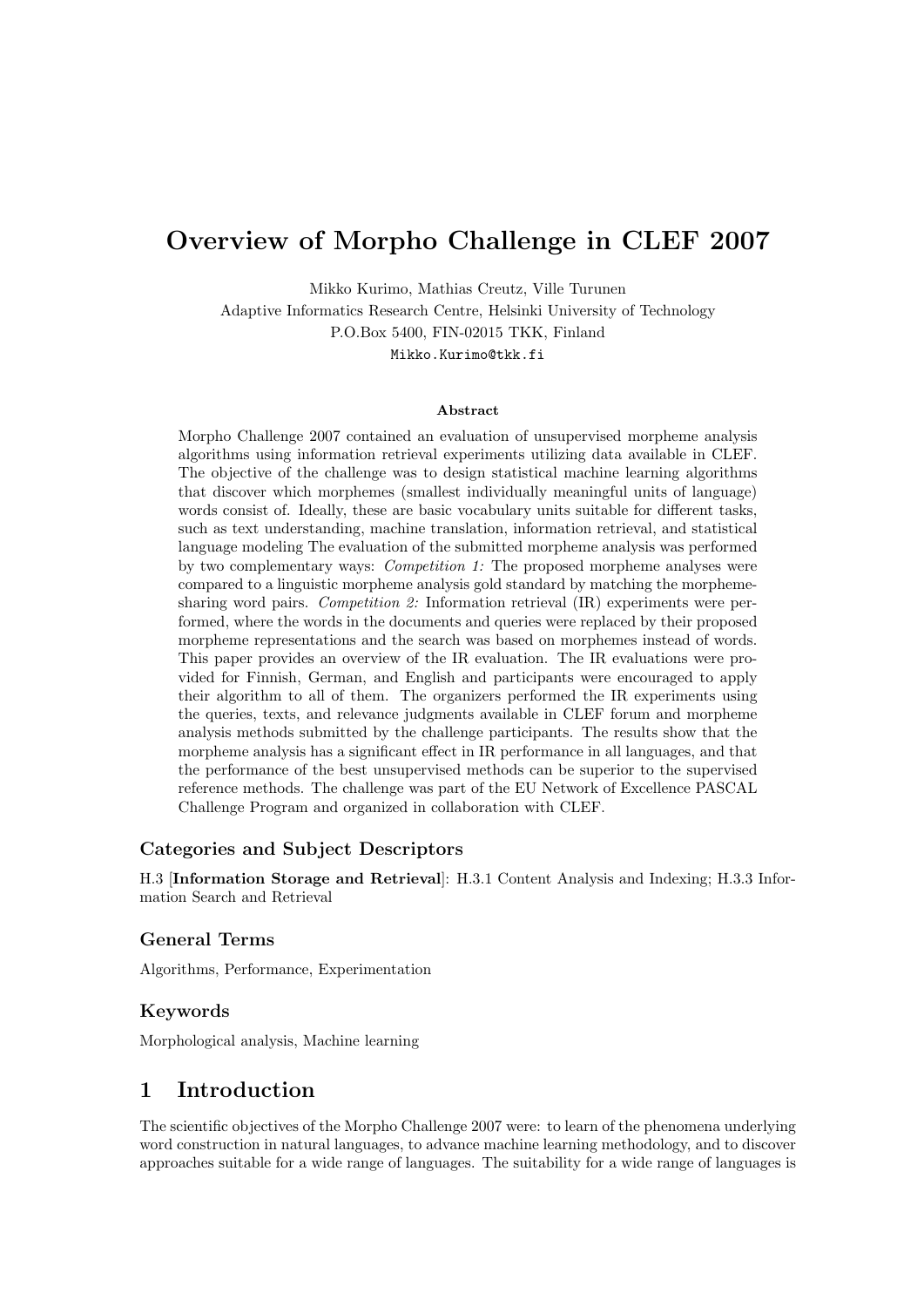# Overview of Morpho Challenge in CLEF 2007

Mikko Kurimo, Mathias Creutz, Ville Turunen
Adaptive Informatics Research Centre, Helsinki University of Technology
P.O.Box 5400, FIN-02015 TKK, Finland
Mikko.Kurimo@tkk.fi

### Abstract

Morpho Challenge 2007 contained an evaluation of unsupervised morpheme analysis algorithms using information retrieval experiments utilizing data available in CLEF. The objective of the challenge was to design statistical machine learning algorithms that discover which morphemes (smallest individually meaningful units of language) words consist of. Ideally, these are basic vocabulary units suitable for different tasks, such as text understanding, machine translation, information retrieval, and statistical language modeling The evaluation of the submitted morpheme analysis was performed by two complementary ways: *Competition 1:* The proposed morpheme analyses were compared to a linguistic morpheme analysis gold standard by matching the morpheme-sharing word pairs. *Competition 2:* Information retrieval (IR) experiments were performed, where the words in the documents and queries were replaced by their proposed morpheme representations and the search was based on morphemes instead of words. This paper provides an overview of the IR evaluation. The IR evaluations were provided for Finnish, German, and English and participants were encouraged to apply their algorithm to all of them. The organizers performed the IR experiments using the queries, texts, and relevance judgments available in CLEF forum and morpheme analysis methods submitted by the challenge participants. The results show that the morpheme analysis has a significant effect in IR performance in all languages, and that the performance of the best unsupervised methods can be superior to the supervised reference methods. The challenge was part of the EU Network of Excellence PASCAL Challenge Program and organized in collaboration with CLEF.

### Categories and Subject Descriptors

H.3 [**Information Storage and Retrieval**]: H.3.1 Content Analysis and Indexing; H.3.3 Information Search and Retrieval

### General Terms

Algorithms, Performance, Experimentation

### Keywords

Morphological analysis, Machine learning

## 1 Introduction

The scientific objectives of the Morpho Challenge 2007 were: to learn of the phenomena underlying word construction in natural languages, to advance machine learning methodology, and to discover approaches suitable for a wide range of languages. The suitability for a wide range of languages is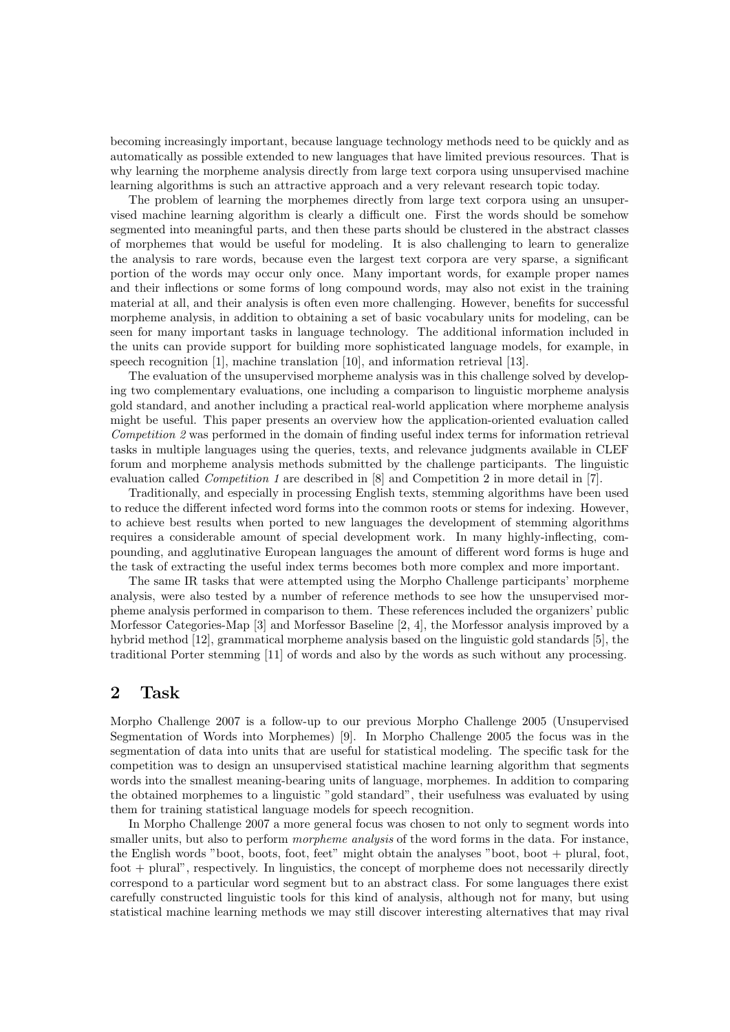becoming increasingly important, because language technology methods need to be quickly and as automatically as possible extended to new languages that have limited previous resources. That is why learning the morpheme analysis directly from large text corpora using unsupervised machine learning algorithms is such an attractive approach and a very relevant research topic today.

The problem of learning the morphemes directly from large text corpora using an unsupervised machine learning algorithm is clearly a difficult one. First the words should be somehow segmented into meaningful parts, and then these parts should be clustered in the abstract classes of morphemes that would be useful for modeling. It is also challenging to learn to generalize the analysis to rare words, because even the largest text corpora are very sparse, a significant portion of the words may occur only once. Many important words, for example proper names and their inflections or some forms of long compound words, may also not exist in the training material at all, and their analysis is often even more challenging. However, benefits for successful morpheme analysis, in addition to obtaining a set of basic vocabulary units for modeling, can be seen for many important tasks in language technology. The additional information included in the units can provide support for building more sophisticated language models, for example, in speech recognition [1], machine translation [10], and information retrieval [13].

The evaluation of the unsupervised morpheme analysis was in this challenge solved by developing two complementary evaluations, one including a comparison to linguistic morpheme analysis gold standard, and another including a practical real-world application where morpheme analysis might be useful. This paper presents an overview how the application-oriented evaluation called *Competition 2* was performed in the domain of finding useful index terms for information retrieval tasks in multiple languages using the queries, texts, and relevance judgments available in CLEF forum and morpheme analysis methods submitted by the challenge participants. The linguistic evaluation called *Competition 1* are described in [8] and Competition 2 in more detail in [7].

Traditionally, and especially in processing English texts, stemming algorithms have been used to reduce the different infected word forms into the common roots or stems for indexing. However, to achieve best results when ported to new languages the development of stemming algorithms requires a considerable amount of special development work. In many highly-inflecting, compounding, and agglutinative European languages the amount of different word forms is huge and the task of extracting the useful index terms becomes both more complex and more important.

The same IR tasks that were attempted using the Morpho Challenge participants' morpheme analysis, were also tested by a number of reference methods to see how the unsupervised morpheme analysis performed in comparison to them. These references included the organizers' public Morfessor Categories-Map [3] and Morfessor Baseline [2, 4], the Morfessor analysis improved by a hybrid method [12], grammatical morpheme analysis based on the linguistic gold standards [5], the traditional Porter stemming [11] of words and also by the words as such without any processing.

## 2 Task

Morpho Challenge 2007 is a follow-up to our previous Morpho Challenge 2005 (Unsupervised Segmentation of Words into Morphemes) [9]. In Morpho Challenge 2005 the focus was in the segmentation of data into units that are useful for statistical modeling. The specific task for the competition was to design an unsupervised statistical machine learning algorithm that segments words into the smallest meaning-bearing units of language, morphemes. In addition to comparing the obtained morphemes to a linguistic "gold standard", their usefulness was evaluated by using them for training statistical language models for speech recognition.

In Morpho Challenge 2007 a more general focus was chosen to not only to segment words into smaller units, but also to perform *morpheme analysis* of the word forms in the data. For instance, the English words "boot, boots, foot, feet" might obtain the analyses "boot, boot + plural, foot, foot + plural", respectively. In linguistics, the concept of morpheme does not necessarily directly correspond to a particular word segment but to an abstract class. For some languages there exist carefully constructed linguistic tools for this kind of analysis, although not for many, but using statistical machine learning methods we may still discover interesting alternatives that may rival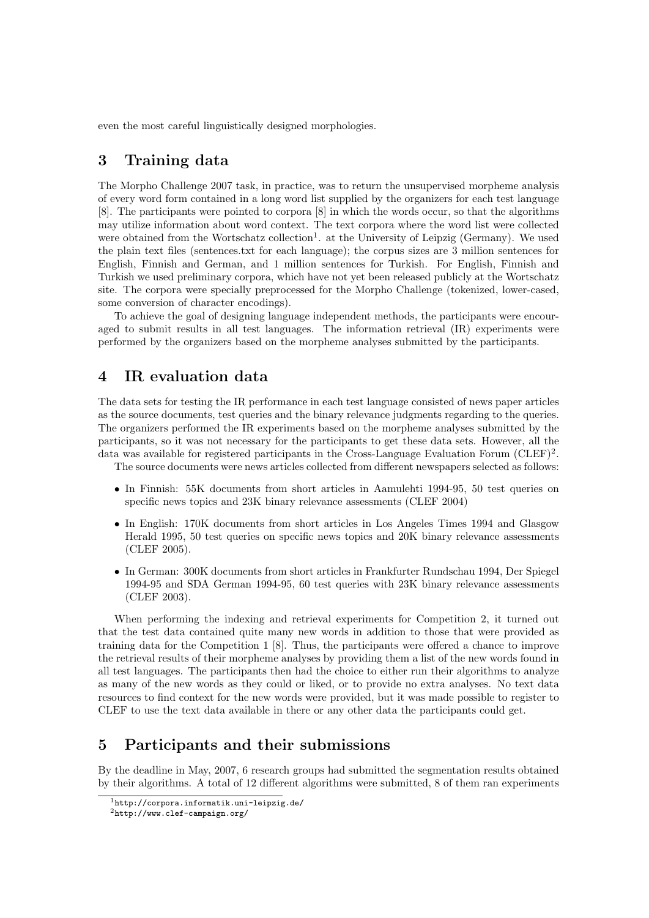even the most careful linguistically designed morphologies.

## 3 Training data

The Morpho Challenge 2007 task, in practice, was to return the unsupervised morpheme analysis of every word form contained in a long word list supplied by the organizers for each test language [8]. The participants were pointed to corpora [8] in which the words occur, so that the algorithms may utilize information about word context. The text corpora where the word list were collected were obtained from the Wortschatz collection[1]. at the University of Leipzig (Germany). We used the plain text files (sentences.txt for each language); the corpus sizes are 3 million sentences for English, Finnish and German, and 1 million sentences for Turkish. For English, Finnish and Turkish we used preliminary corpora, which have not yet been released publicly at the Wortschatz site. The corpora were specially preprocessed for the Morpho Challenge (tokenized, lower-cased, some conversion of character encodings).

To achieve the goal of designing language independent methods, the participants were encouraged to submit results in all test languages. The information retrieval (IR) experiments were performed by the organizers based on the morpheme analyses submitted by the participants.

## 4 IR evaluation data

The data sets for testing the IR performance in each test language consisted of news paper articles as the source documents, test queries and the binary relevance judgments regarding to the queries. The organizers performed the IR experiments based on the morpheme analyses submitted by the participants, so it was not necessary for the participants to get these data sets. However, all the data was available for registered participants in the Cross-Language Evaluation Forum (CLEF)[2].

The source documents were news articles collected from different newspapers selected as follows:

- In Finnish: 55K documents from short articles in Aamulehti 1994-95, 50 test queries on specific news topics and 23K binary relevance assessments (CLEF 2004)
- In English: 170K documents from short articles in Los Angeles Times 1994 and Glasgow Herald 1995, 50 test queries on specific news topics and 20K binary relevance assessments (CLEF 2005).
- In German: 300K documents from short articles in Frankfurter Rundschau 1994, Der Spiegel 1994-95 and SDA German 1994-95, 60 test queries with 23K binary relevance assessments (CLEF 2003).

When performing the indexing and retrieval experiments for Competition 2, it turned out that the test data contained quite many new words in addition to those that were provided as training data for the Competition 1 [8]. Thus, the participants were offered a chance to improve the retrieval results of their morpheme analyses by providing them a list of the new words found in all test languages. The participants then had the choice to either run their algorithms to analyze as many of the new words as they could or liked, or to provide no extra analyses. No text data resources to find context for the new words were provided, but it was made possible to register to CLEF to use the text data available in there or any other data the participants could get.

## 5 Participants and their submissions

By the deadline in May, 2007, 6 research groups had submitted the segmentation results obtained by their algorithms. A total of 12 different algorithms were submitted, 8 of them ran experiments

[1] http://corpora.informatik.uni-leipzig.de/

[2] http://www.clef-campaign.org/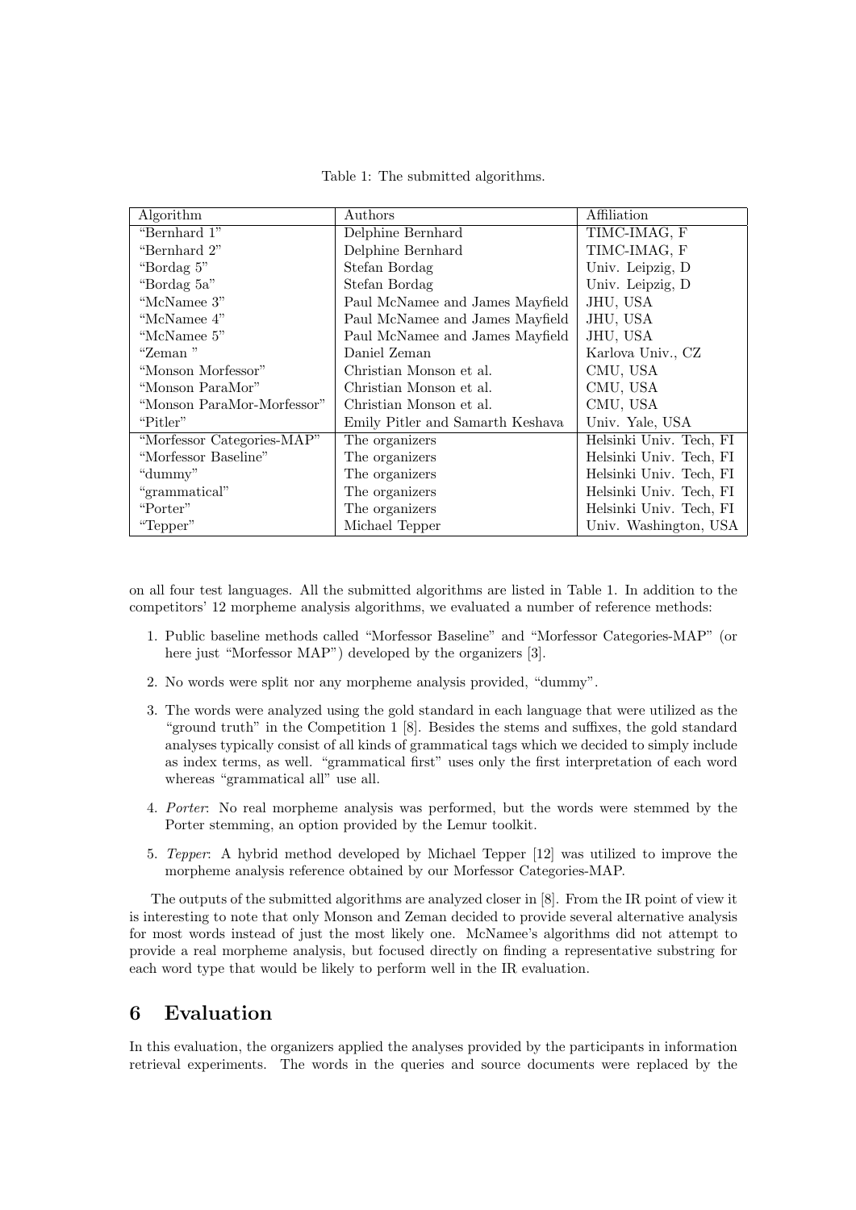Table 1: The submitted algorithms.

| Algorithm | Authors | Affiliation |
|---|---|---|
| “Bernhard 1” | Delphine Bernhard | TIMC-IMAG, F |
| “Bernhard 2” | Delphine Bernhard | TIMC-IMAG, F |
| “Bordag 5” | Stefan Bordag | Univ. Leipzig, D |
| “Bordag 5a” | Stefan Bordag | Univ. Leipzig, D |
| “McNamee 3” | Paul McNamee and James Mayfield | JHU, USA |
| “McNamee 4” | Paul McNamee and James Mayfield | JHU, USA |
| “McNamee 5” | Paul McNamee and James Mayfield | JHU, USA |
| “Zeman ” | Daniel Zeman | Karlova Univ., CZ |
| “Monson Morfessor” | Christian Monson et al. | CMU, USA |
| “Monson ParaMor” | Christian Monson et al. | CMU, USA |
| “Monson ParaMor-Morfessor” | Christian Monson et al. | CMU, USA |
| “Pitler” | Emily Pitler and Samarth Keshava | Univ. Yale, USA |
| “Morfessor Categories-MAP” | The organizers | Helsinki Univ. Tech, FI |
| “Morfessor Baseline” | The organizers | Helsinki Univ. Tech, FI |
| “dummy” | The organizers | Helsinki Univ. Tech, FI |
| “grammatical” | The organizers | Helsinki Univ. Tech, FI |
| “Porter” | The organizers | Helsinki Univ. Tech, FI |
| “Tepper” | Michael Tepper | Univ. Washington, USA |

on all four test languages. All the submitted algorithms are listed in Table 1. In addition to the competitors' 12 morpheme analysis algorithms, we evaluated a number of reference methods:

1. Public baseline methods called “Morfessor Baseline” and “Morfessor Categories-MAP” (or here just “Morfessor MAP”) developed by the organizers [3].
2. No words were split nor any morpheme analysis provided, “dummy”.
3. The words were analyzed using the gold standard in each language that were utilized as the “ground truth” in the Competition 1 [8]. Besides the stems and suffixes, the gold standard analyses typically consist of all kinds of grammatical tags which we decided to simply include as index terms, as well. “grammatical first” uses only the first interpretation of each word whereas “grammatical all” use all.
4. *Porter*: No real morpheme analysis was performed, but the words were stemmed by the Porter stemming, an option provided by the Lemur toolkit.
5. *Tepper*: A hybrid method developed by Michael Tepper [12] was utilized to improve the morpheme analysis reference obtained by our Morfessor Categories-MAP.

The outputs of the submitted algorithms are analyzed closer in [8]. From the IR point of view it is interesting to note that only Monson and Zeman decided to provide several alternative analysis for most words instead of just the most likely one. McNamee's algorithms did not attempt to provide a real morpheme analysis, but focused directly on finding a representative substring for each word type that would be likely to perform well in the IR evaluation.

# 6 Evaluation

In this evaluation, the organizers applied the analyses provided by the participants in information retrieval experiments. The words in the queries and source documents were replaced by the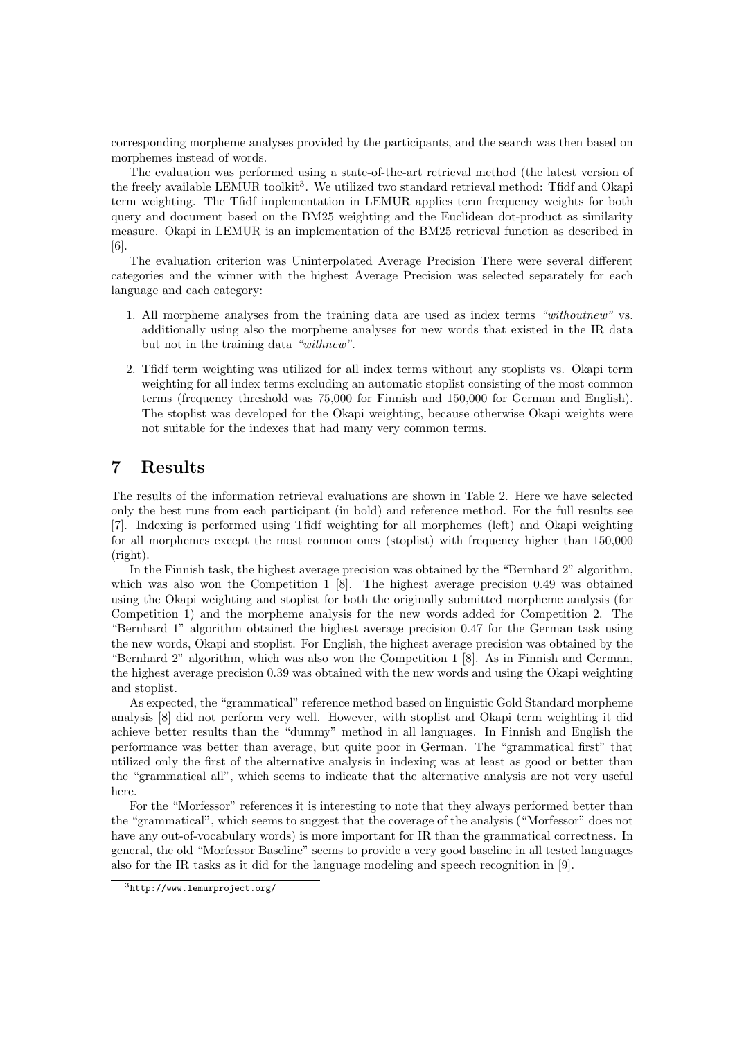corresponding morpheme analyses provided by the participants, and the search was then based on morphemes instead of words.

The evaluation was performed using a state-of-the-art retrieval method (the latest version of the freely available LEMUR toolkit[3]. We utilized two standard retrieval method: Tfidf and Okapi term weighting. The Tfidf implementation in LEMUR applies term frequency weights for both query and document based on the BM25 weighting and the Euclidean dot-product as similarity measure. Okapi in LEMUR is an implementation of the BM25 retrieval function as described in [6].

The evaluation criterion was Uninterpolated Average Precision There were several different categories and the winner with the highest Average Precision was selected separately for each language and each category:

1. All morpheme analyses from the training data are used as index terms *"withoutnew"* vs. additionally using also the morpheme analyses for new words that existed in the IR data but not in the training data *"withnew"*.
2. Tfidf term weighting was utilized for all index terms without any stoplists vs. Okapi term weighting for all index terms excluding an automatic stoplist consisting of the most common terms (frequency threshold was 75,000 for Finnish and 150,000 for German and English). The stoplist was developed for the Okapi weighting, because otherwise Okapi weights were not suitable for the indexes that had many very common terms.

# 7 Results

The results of the information retrieval evaluations are shown in Table 2. Here we have selected only the best runs from each participant (in bold) and reference method. For the full results see [7]. Indexing is performed using Tfidf weighting for all morphemes (left) and Okapi weighting for all morphemes except the most common ones (stoplist) with frequency higher than 150,000 (right).

In the Finnish task, the highest average precision was obtained by the "Bernhard 2" algorithm, which was also won the Competition 1 [8]. The highest average precision 0.49 was obtained using the Okapi weighting and stoplist for both the originally submitted morpheme analysis (for Competition 1) and the morpheme analysis for the new words added for Competition 2. The "Bernhard 1" algorithm obtained the highest average precision 0.47 for the German task using the new words, Okapi and stoplist. For English, the highest average precision was obtained by the "Bernhard 2" algorithm, which was also won the Competition 1 [8]. As in Finnish and German, the highest average precision 0.39 was obtained with the new words and using the Okapi weighting and stoplist.

As expected, the "grammatical" reference method based on linguistic Gold Standard morpheme analysis [8] did not perform very well. However, with stoplist and Okapi term weighting it did achieve better results than the "dummy" method in all languages. In Finnish and English the performance was better than average, but quite poor in German. The "grammatical first" that utilized only the first of the alternative analysis in indexing was at least as good or better than the "grammatical all", which seems to indicate that the alternative analysis are not very useful here.

For the "Morfessor" references it is interesting to note that they always performed better than the "grammatical", which seems to suggest that the coverage of the analysis ("Morfessor" does not have any out-of-vocabulary words) is more important for IR than the grammatical correctness. In general, the old "Morfessor Baseline" seems to provide a very good baseline in all tested languages also for the IR tasks as it did for the language modeling and speech recognition in [9].

[3] http://www.lemurproject.org/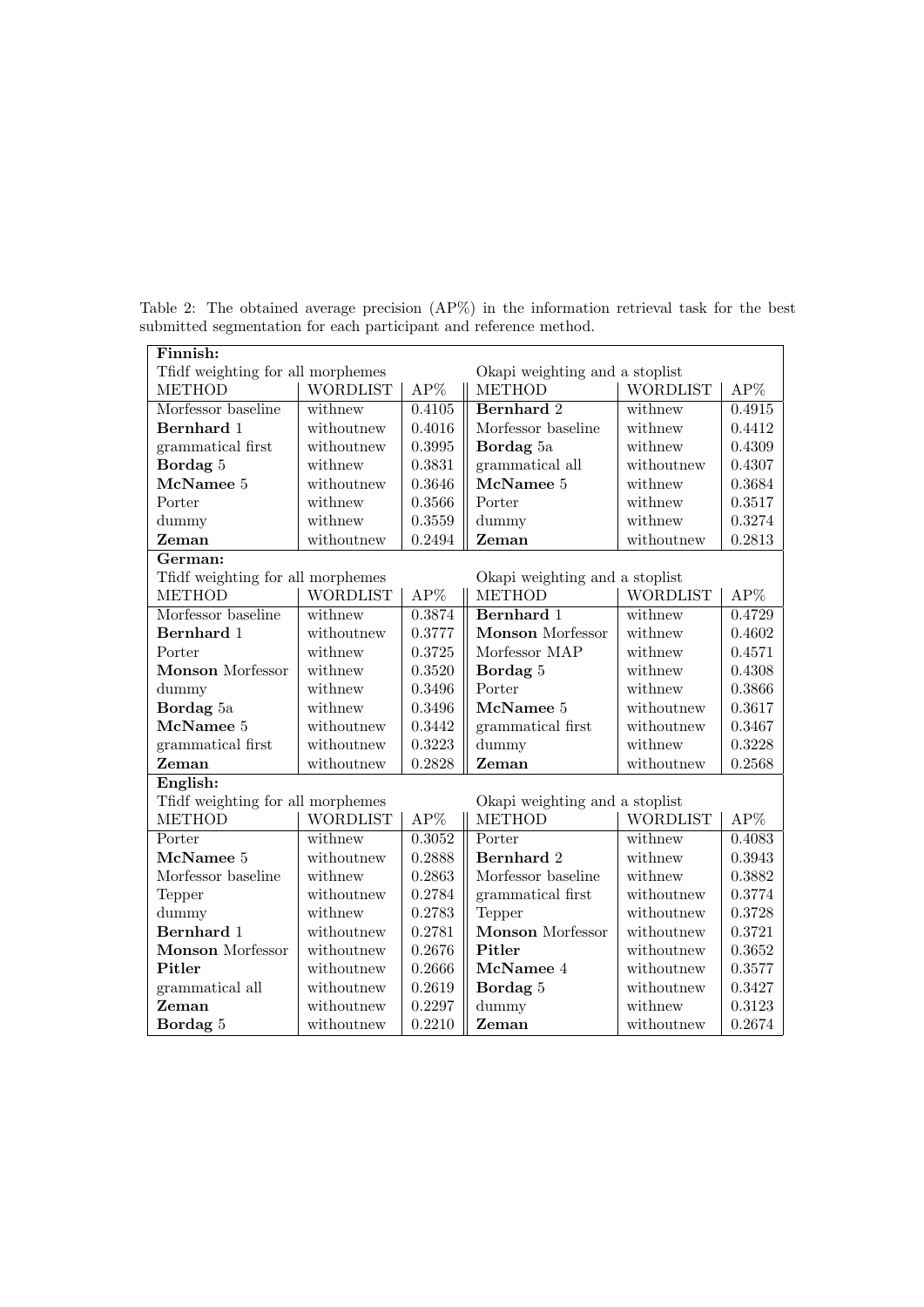Table 2: The obtained average precision (AP%) in the information retrieval task for the best submitted segmentation for each participant and reference method.

| **Finnish:** | | | | | |
|---|---|---|---|---|---|
| Tfidf weighting for all morphemes | | | Okapi weighting and a stoplist | | |
| METHOD | WORDLIST | AP% | METHOD | WORDLIST | AP% |
| Morfessor baseline | withnew | 0.4105 | **Bernhard** 2 | withnew | 0.4915 |
| **Bernhard** 1 | withoutnew | 0.4016 | Morfessor baseline | withnew | 0.4412 |
| grammatical first | withoutnew | 0.3995 | **Bordag** 5a | withnew | 0.4309 |
| **Bordag** 5 | withnew | 0.3831 | grammatical all | withoutnew | 0.4307 |
| **McNamee** 5 | withoutnew | 0.3646 | **McNamee** 5 | withnew | 0.3684 |
| Porter | withnew | 0.3566 | Porter | withnew | 0.3517 |
| dummy | withnew | 0.3559 | dummy | withnew | 0.3274 |
| **Zeman** | withoutnew | 0.2494 | **Zeman** | withoutnew | 0.2813 |
| **German:** | | | | | |
| Tfidf weighting for all morphemes | | | Okapi weighting and a stoplist | | |
| METHOD | WORDLIST | AP% | METHOD | WORDLIST | AP% |
| Morfessor baseline | withnew | 0.3874 | **Bernhard** 1 | withnew | 0.4729 |
| **Bernhard** 1 | withoutnew | 0.3777 | **Monson** Morfessor | withnew | 0.4602 |
| Porter | withnew | 0.3725 | Morfessor MAP | withnew | 0.4571 |
| **Monson** Morfessor | withnew | 0.3520 | **Bordag** 5 | withnew | 0.4308 |
| dummy | withnew | 0.3496 | Porter | withnew | 0.3866 |
| **Bordag** 5a | withnew | 0.3496 | **McNamee** 5 | withoutnew | 0.3617 |
| **McNamee** 5 | withoutnew | 0.3442 | grammatical first | withoutnew | 0.3467 |
| grammatical first | withoutnew | 0.3223 | dummy | withnew | 0.3228 |
| **Zeman** | withoutnew | 0.2828 | **Zeman** | withoutnew | 0.2568 |
| **English:** | | | | | |
| Tfidf weighting for all morphemes | | | Okapi weighting and a stoplist | | |
| METHOD | WORDLIST | AP% | METHOD | WORDLIST | AP% |
| Porter | withnew | 0.3052 | Porter | withnew | 0.4083 |
| **McNamee** 5 | withoutnew | 0.2888 | **Bernhard** 2 | withnew | 0.3943 |
| Morfessor baseline | withnew | 0.2863 | Morfessor baseline | withnew | 0.3882 |
| Tepper | withoutnew | 0.2784 | grammatical first | withoutnew | 0.3774 |
| dummy | withnew | 0.2783 | Tepper | withoutnew | 0.3728 |
| **Bernhard** 1 | withoutnew | 0.2781 | **Monson** Morfessor | withoutnew | 0.3721 |
| **Monson** Morfessor | withoutnew | 0.2676 | **Pitler** | withoutnew | 0.3652 |
| **Pitler** | withoutnew | 0.2666 | **McNamee** 4 | withoutnew | 0.3577 |
| grammatical all | withoutnew | 0.2619 | **Bordag** 5 | withoutnew | 0.3427 |
| **Zeman** | withoutnew | 0.2297 | dummy | withnew | 0.3123 |
| **Bordag** 5 | withoutnew | 0.2210 | **Zeman** | withoutnew | 0.2674 |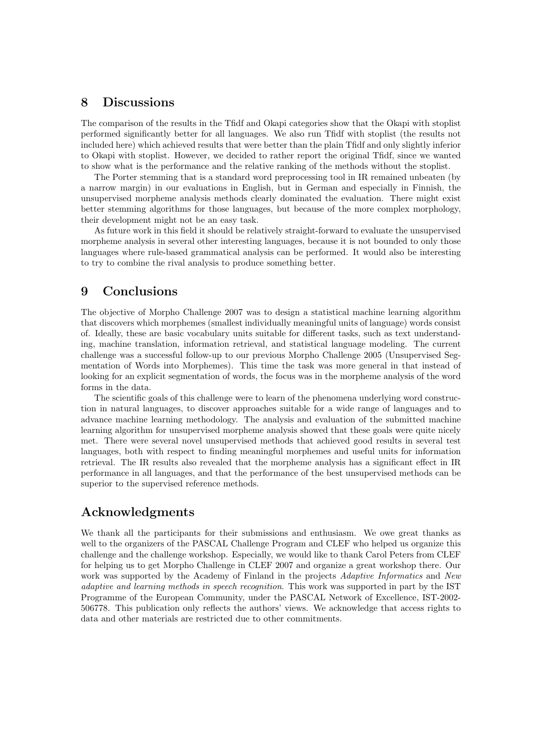## 8 Discussions

The comparison of the results in the Tfidf and Okapi categories show that the Okapi with stoplist performed significantly better for all languages. We also run Tfidf with stoplist (the results not included here) which achieved results that were better than the plain Tfidf and only slightly inferior to Okapi with stoplist. However, we decided to rather report the original Tfidf, since we wanted to show what is the performance and the relative ranking of the methods without the stoplist.

The Porter stemming that is a standard word preprocessing tool in IR remained unbeaten (by a narrow margin) in our evaluations in English, but in German and especially in Finnish, the unsupervised morpheme analysis methods clearly dominated the evaluation. There might exist better stemming algorithms for those languages, but because of the more complex morphology, their development might not be an easy task.

As future work in this field it should be relatively straight-forward to evaluate the unsupervised morpheme analysis in several other interesting languages, because it is not bounded to only those languages where rule-based grammatical analysis can be performed. It would also be interesting to try to combine the rival analysis to produce something better.

## 9 Conclusions

The objective of Morpho Challenge 2007 was to design a statistical machine learning algorithm that discovers which morphemes (smallest individually meaningful units of language) words consist of. Ideally, these are basic vocabulary units suitable for different tasks, such as text understanding, machine translation, information retrieval, and statistical language modeling. The current challenge was a successful follow-up to our previous Morpho Challenge 2005 (Unsupervised Segmentation of Words into Morphemes). This time the task was more general in that instead of looking for an explicit segmentation of words, the focus was in the morpheme analysis of the word forms in the data.

The scientific goals of this challenge were to learn of the phenomena underlying word construction in natural languages, to discover approaches suitable for a wide range of languages and to advance machine learning methodology. The analysis and evaluation of the submitted machine learning algorithm for unsupervised morpheme analysis showed that these goals were quite nicely met. There were several novel unsupervised methods that achieved good results in several test languages, both with respect to finding meaningful morphemes and useful units for information retrieval. The IR results also revealed that the morpheme analysis has a significant effect in IR performance in all languages, and that the performance of the best unsupervised methods can be superior to the supervised reference methods.

## Acknowledgments

We thank all the participants for their submissions and enthusiasm. We owe great thanks as well to the organizers of the PASCAL Challenge Program and CLEF who helped us organize this challenge and the challenge workshop. Especially, we would like to thank Carol Peters from CLEF for helping us to get Morpho Challenge in CLEF 2007 and organize a great workshop there. Our work was supported by the Academy of Finland in the projects *Adaptive Informatics* and *New adaptive and learning methods in speech recognition*. This work was supported in part by the IST Programme of the European Community, under the PASCAL Network of Excellence, IST-2002-506778. This publication only reflects the authors' views. We acknowledge that access rights to data and other materials are restricted due to other commitments.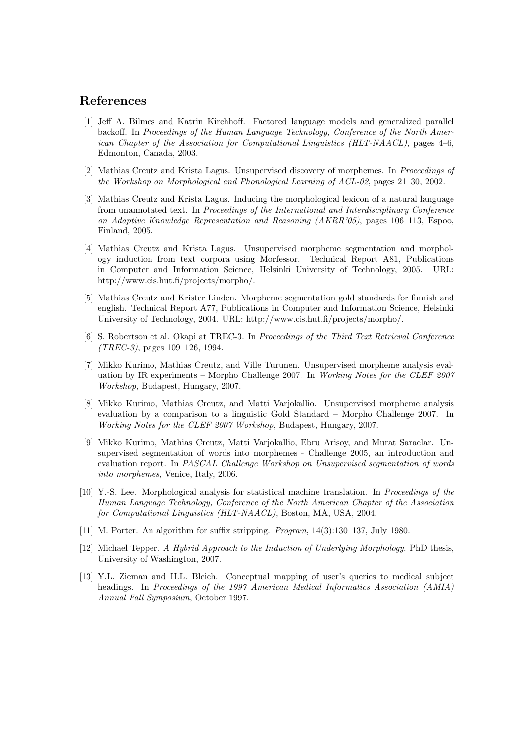## References

[1] Jeff A. Bilmes and Katrin Kirchhoff. Factored language models and generalized parallel backoff. In *Proceedings of the Human Language Technology, Conference of the North American Chapter of the Association for Computational Linguistics (HLT-NAACL)*, pages 4–6, Edmonton, Canada, 2003.

[2] Mathias Creutz and Krista Lagus. Unsupervised discovery of morphemes. In *Proceedings of the Workshop on Morphological and Phonological Learning of ACL-02*, pages 21–30, 2002.

[3] Mathias Creutz and Krista Lagus. Inducing the morphological lexicon of a natural language from unannotated text. In *Proceedings of the International and Interdisciplinary Conference on Adaptive Knowledge Representation and Reasoning (AKRR'05)*, pages 106–113, Espoo, Finland, 2005.

[4] Mathias Creutz and Krista Lagus. Unsupervised morpheme segmentation and morphology induction from text corpora using Morfessor. Technical Report A81, Publications in Computer and Information Science, Helsinki University of Technology, 2005. URL: http://www.cis.hut.fi/projects/morpho/.

[5] Mathias Creutz and Krister Linden. Morpheme segmentation gold standards for finnish and english. Technical Report A77, Publications in Computer and Information Science, Helsinki University of Technology, 2004. URL: http://www.cis.hut.fi/projects/morpho/.

[6] S. Robertson et al. Okapi at TREC-3. In *Proceedings of the Third Text Retrieval Conference (TREC-3)*, pages 109–126, 1994.

[7] Mikko Kurimo, Mathias Creutz, and Ville Turunen. Unsupervised morpheme analysis evaluation by IR experiments – Morpho Challenge 2007. In *Working Notes for the CLEF 2007 Workshop*, Budapest, Hungary, 2007.

[8] Mikko Kurimo, Mathias Creutz, and Matti Varjokallio. Unsupervised morpheme analysis evaluation by a comparison to a linguistic Gold Standard – Morpho Challenge 2007. In *Working Notes for the CLEF 2007 Workshop*, Budapest, Hungary, 2007.

[9] Mikko Kurimo, Mathias Creutz, Matti Varjokallio, Ebru Arisoy, and Murat Saraclar. Unsupervised segmentation of words into morphemes - Challenge 2005, an introduction and evaluation report. In *PASCAL Challenge Workshop on Unsupervised segmentation of words into morphemes*, Venice, Italy, 2006.

[10] Y.-S. Lee. Morphological analysis for statistical machine translation. In *Proceedings of the Human Language Technology, Conference of the North American Chapter of the Association for Computational Linguistics (HLT-NAACL)*, Boston, MA, USA, 2004.

[11] M. Porter. An algorithm for suffix stripping. *Program*, 14(3):130–137, July 1980.

[12] Michael Tepper. *A Hybrid Approach to the Induction of Underlying Morphology*. PhD thesis, University of Washington, 2007.

[13] Y.L. Zieman and H.L. Bleich. Conceptual mapping of user's queries to medical subject headings. In *Proceedings of the 1997 American Medical Informatics Association (AMIA) Annual Fall Symposium*, October 1997.